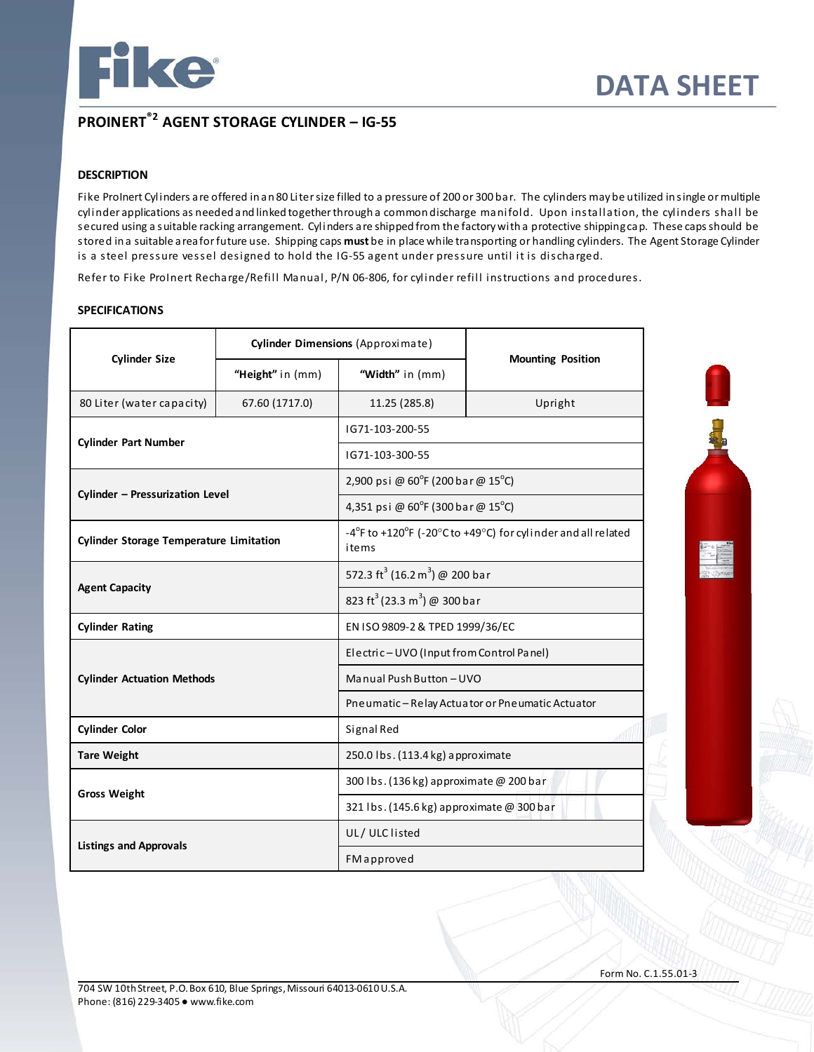# DATA SHEET

## PROINERT®2 AGENT STORAGE CYLINDER – IG-55

### DESCRIPTION

Fike ProInert Cylinders are offered in an 80 Liter size filled to a pressure of 200 or 300 bar. The cylinders may be utilized in single or multiple cylinder applications as needed and linked together through a common discharge manifold. Upon installation, the cylinders shall be secured using a suitable racking arrangement. Cylinders are shipped from the factory with a protective shipping cap. These caps should be stored in a suitable area for future use. Shipping caps **must** be in place while transporting or handling cylinders. The Agent Storage Cylinder is a steel pressure vessel designed to hold the IG-55 agent under pressure until it is discharged.

Refer to Fike ProInert Recharge/Refill Manual, P/N 06-806, for cylinder refill instructions and procedures.

### SPECIFICATIONS

| **Cylinder Size** | **Cylinder Dimensions** (Approximate) | | **Mounting Position** |
|---|---|---|---|
| | **"Height"** in (mm) | **"Width"** in (mm) | |
| 80 Liter (water capacity) | 67.60 (1717.0) | 11.25 (285.8) | Upright |
| **Cylinder Part Number** | | IG71-103-200-55 | |
| | | IG71-103-300-55 | |
| **Cylinder – Pressurization Level** | | 2,900 psi @ 60°F (200 bar @ 15°C) | |
| | | 4,351 psi @ 60°F (300 bar @ 15°C) | |
| **Cylinder Storage Temperature Limitation** | | -4°F to +120°F (-20°C to +49°C) for cylinder and all related items | |
| **Agent Capacity** | | 572.3 ft$^3$ (16.2 m$^3$) @ 200 bar | |
| | | 823 ft$^3$ (23.3 m$^3$) @ 300 bar | |
| **Cylinder Rating** | | EN ISO 9809-2 & TPED 1999/36/EC | |
| **Cylinder Actuation Methods** | | Electric – UVO (Input from Control Panel) | |
| | | Manual Push Button – UVO | |
| | | Pneumatic – Relay Actuator or Pneumatic Actuator | |
| **Cylinder Color** | | Signal Red | |
| **Tare Weight** | | 250.0 lbs. (113.4 kg) approximate | |
| **Gross Weight** | | 300 lbs. (136 kg) approximate @ 200 bar | |
| | | 321 lbs. (145.6 kg) approximate @ 300 bar | |
| **Listings and Approvals** | | UL / ULC listed | |
| | | FM approved | |

Form No. C.1.55.01-3

704 SW 10th Street, P.O. Box 610, Blue Springs, Missouri 64013-0610 U.S.A.
Phone: (816) 229-3405 • www.fike.com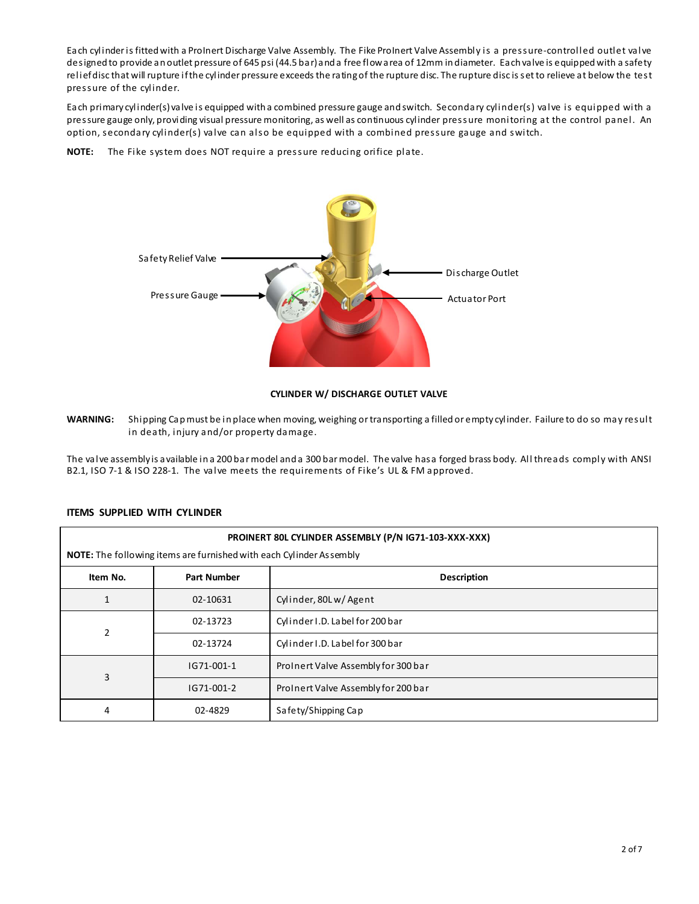Each cylinder is fitted with a ProInert Discharge Valve Assembly. The Fike ProInert Valve Assembly is a pressure-controlled outlet valve designed to provide an outlet pressure of 645 psi (44.5 bar) and a free flow area of 12mm in diameter. Each valve is equipped with a safety relief disc that will rupture if the cylinder pressure exceeds the rating of the rupture disc. The rupture disc is set to relieve at below the test pressure of the cylinder.

Each primary cylinder(s) valve is equipped with a combined pressure gauge and switch. Secondary cylinder(s) valve is equipped with a pressure gauge only, providing visual pressure monitoring, as well as continuous cylinder pressure monitoring at the control panel. An option, secondary cylinder(s) valve can also be equipped with a combined pressure gauge and switch.

**NOTE:** The Fike system does NOT require a pressure reducing orifice plate.

Safety Relief Valve

Pressure Gauge

Discharge Outlet

Actuator Port

**CYLINDER W/ DISCHARGE OUTLET VALVE**

**WARNING:** Shipping Cap must be in place when moving, weighing or transporting a filled or empty cylinder. Failure to do so may result in death, injury and/or property damage.

The valve assembly is available in a 200 bar model and a 300 bar model. The valve has a forged brass body. All threads comply with ANSI B2.1, ISO 7-1 & ISO 228-1. The valve meets the requirements of Fike's UL & FM approved.

## ITEMS SUPPLIED WITH CYLINDER

**PROINERT 80L CYLINDER ASSEMBLY (P/N IG71-103-XXX-XXX)**

**NOTE:** The following items are furnished with each Cylinder Assembly

| Item No. | Part Number | Description |
|---|---|---|
| 1 | 02-10631 | Cylinder, 80L w/ Agent |
| 2 | 02-13723 | Cylinder I.D. Label for 200 bar |
| | 02-13724 | Cylinder I.D. Label for 300 bar |
| 3 | IG71-001-1 | ProInert Valve Assembly for 300 bar |
| | IG71-001-2 | ProInert Valve Assembly for 200 bar |
| 4 | 02-4829 | Safety/Shipping Cap |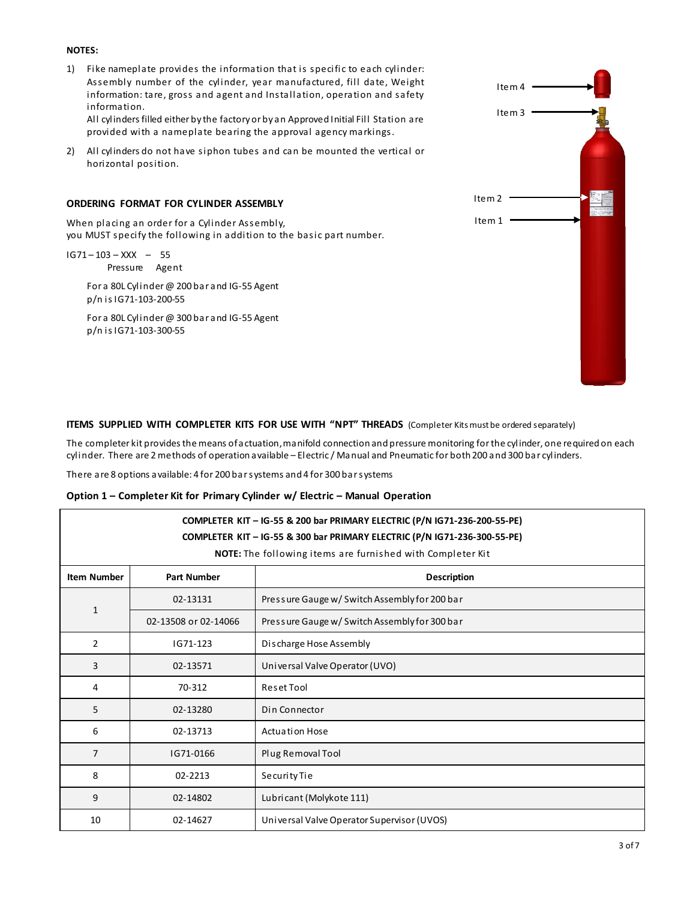**NOTES:**

1) Fike nameplate provides the information that is specific to each cylinder: Assembly number of the cylinder, year manufactured, fill date, Weight information: tare, gross and agent and Installation, operation and safety information.
   All cylinders filled either by the factory or by an Approved Initial Fill Station are provided with a nameplate bearing the approval agency markings.

2) All cylinders do not have siphon tubes and can be mounted the vertical or horizontal position.

Item 4

Item 3

Item 2

Item 1

### ORDERING FORMAT FOR CYLINDER ASSEMBLY

When placing an order for a Cylinder Assembly,
you MUST specify the following in addition to the basic part number.

IG71 – 103 – XXX – 55
Pressure Agent

For a 80L Cylinder @ 200 bar and IG-55 Agent
p/n is IG71-103-200-55

For a 80L Cylinder @ 300 bar and IG-55 Agent
p/n is IG71-103-300-55

### ITEMS SUPPLIED WITH COMPLETER KITS FOR USE WITH "NPT" THREADS (Completer Kits must be ordered separately)

The completer kit provides the means of actuation, manifold connection and pressure monitoring for the cylinder, one required on each cylinder. There are 2 methods of operation available – Electric / Manual and Pneumatic for both 200 and 300 bar cylinders.

There are 8 options available: 4 for 200 bar systems and 4 for 300 bar systems

**Option 1 – Completer Kit for Primary Cylinder w/ Electric – Manual Operation**

**COMPLETER KIT – IG-55 & 200 bar PRIMARY ELECTRIC (P/N IG71-236-200-55-PE)**
**COMPLETER KIT – IG-55 & 300 bar PRIMARY ELECTRIC (P/N IG71-236-300-55-PE)**
**NOTE:** The following items are furnished with Completer Kit

| Item Number | Part Number | Description |
|---|---|---|
| 1 | 02-13131 | Pressure Gauge w/ Switch Assembly for 200 bar |
| | 02-13508 or 02-14066 | Pressure Gauge w/ Switch Assembly for 300 bar |
| 2 | IG71-123 | Discharge Hose Assembly |
| 3 | 02-13571 | Universal Valve Operator (UVO) |
| 4 | 70-312 | Reset Tool |
| 5 | 02-13280 | Din Connector |
| 6 | 02-13713 | Actuation Hose |
| 7 | IG71-0166 | Plug Removal Tool |
| 8 | 02-2213 | Security Tie |
| 9 | 02-14802 | Lubricant (Molykote 111) |
| 10 | 02-14627 | Universal Valve Operator Supervisor (UVOS) |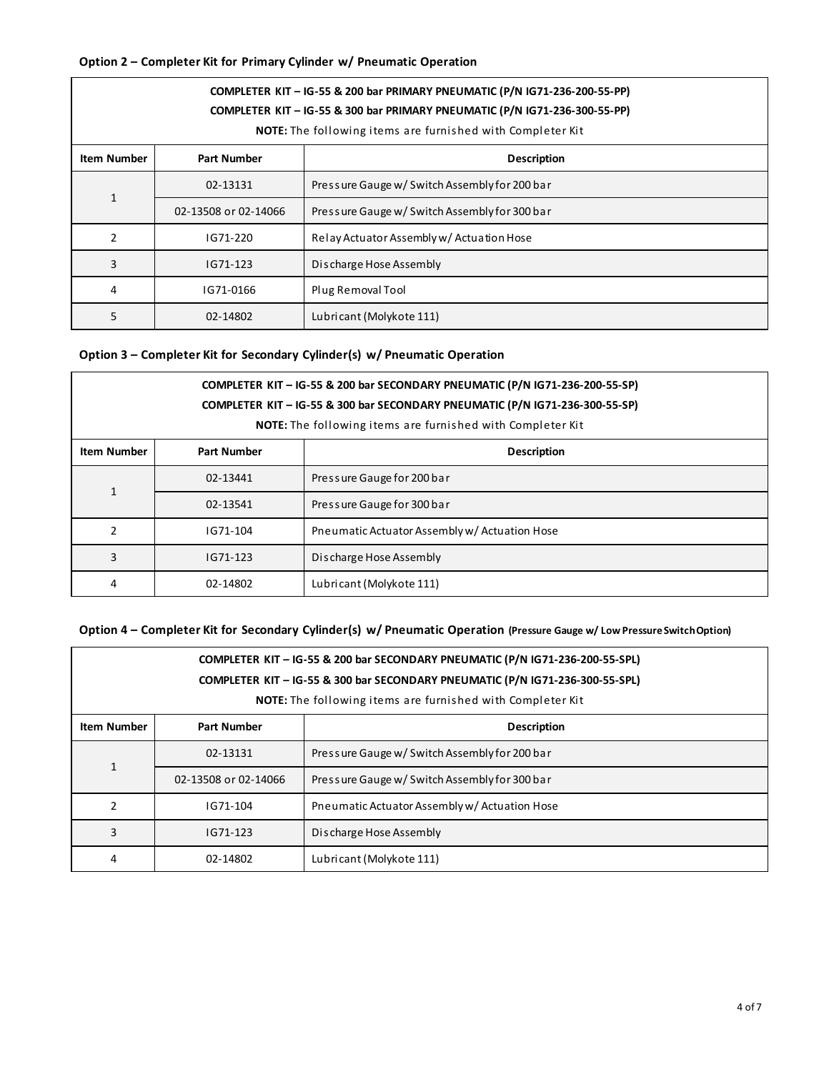### Option 2 – Completer Kit for Primary Cylinder w/ Pneumatic Operation

| COMPLETER KIT – IG-55 & 200 bar PRIMARY PNEUMATIC (P/N IG71-236-200-55-PP)<br>COMPLETER KIT – IG-55 & 300 bar PRIMARY PNEUMATIC (P/N IG71-236-300-55-PP)<br>**NOTE:** The following items are furnished with Completer Kit | | |
|---|---|---|
| **Item Number** | **Part Number** | **Description** |
| 1 | 02-13131 | Pressure Gauge w/ Switch Assembly for 200 bar |
| | 02-13508 or 02-14066 | Pressure Gauge w/ Switch Assembly for 300 bar |
| 2 | IG71-220 | Relay Actuator Assembly w/ Actuation Hose |
| 3 | IG71-123 | Discharge Hose Assembly |
| 4 | IG71-0166 | Plug Removal Tool |
| 5 | 02-14802 | Lubricant (Molykote 111) |

### Option 3 – Completer Kit for Secondary Cylinder(s) w/ Pneumatic Operation

| COMPLETER KIT – IG-55 & 200 bar SECONDARY PNEUMATIC (P/N IG71-236-200-55-SP)<br>COMPLETER KIT – IG-55 & 300 bar SECONDARY PNEUMATIC (P/N IG71-236-300-55-SP)<br>**NOTE:** The following items are furnished with Completer Kit | | |
|---|---|---|
| **Item Number** | **Part Number** | **Description** |
| 1 | 02-13441 | Pressure Gauge for 200 bar |
| | 02-13541 | Pressure Gauge for 300 bar |
| 2 | IG71-104 | Pneumatic Actuator Assembly w/ Actuation Hose |
| 3 | IG71-123 | Discharge Hose Assembly |
| 4 | 02-14802 | Lubricant (Molykote 111) |

### Option 4 – Completer Kit for Secondary Cylinder(s) w/ Pneumatic Operation (Pressure Gauge w/ Low Pressure Switch Option)

| COMPLETER KIT – IG-55 & 200 bar SECONDARY PNEUMATIC (P/N IG71-236-200-55-SPL)<br>COMPLETER KIT – IG-55 & 300 bar SECONDARY PNEUMATIC (P/N IG71-236-300-55-SPL)<br>**NOTE:** The following items are furnished with Completer Kit | | |
|---|---|---|
| **Item Number** | **Part Number** | **Description** |
| 1 | 02-13131 | Pressure Gauge w/ Switch Assembly for 200 bar |
| | 02-13508 or 02-14066 | Pressure Gauge w/ Switch Assembly for 300 bar |
| 2 | IG71-104 | Pneumatic Actuator Assembly w/ Actuation Hose |
| 3 | IG71-123 | Discharge Hose Assembly |
| 4 | 02-14802 | Lubricant (Molykote 111) |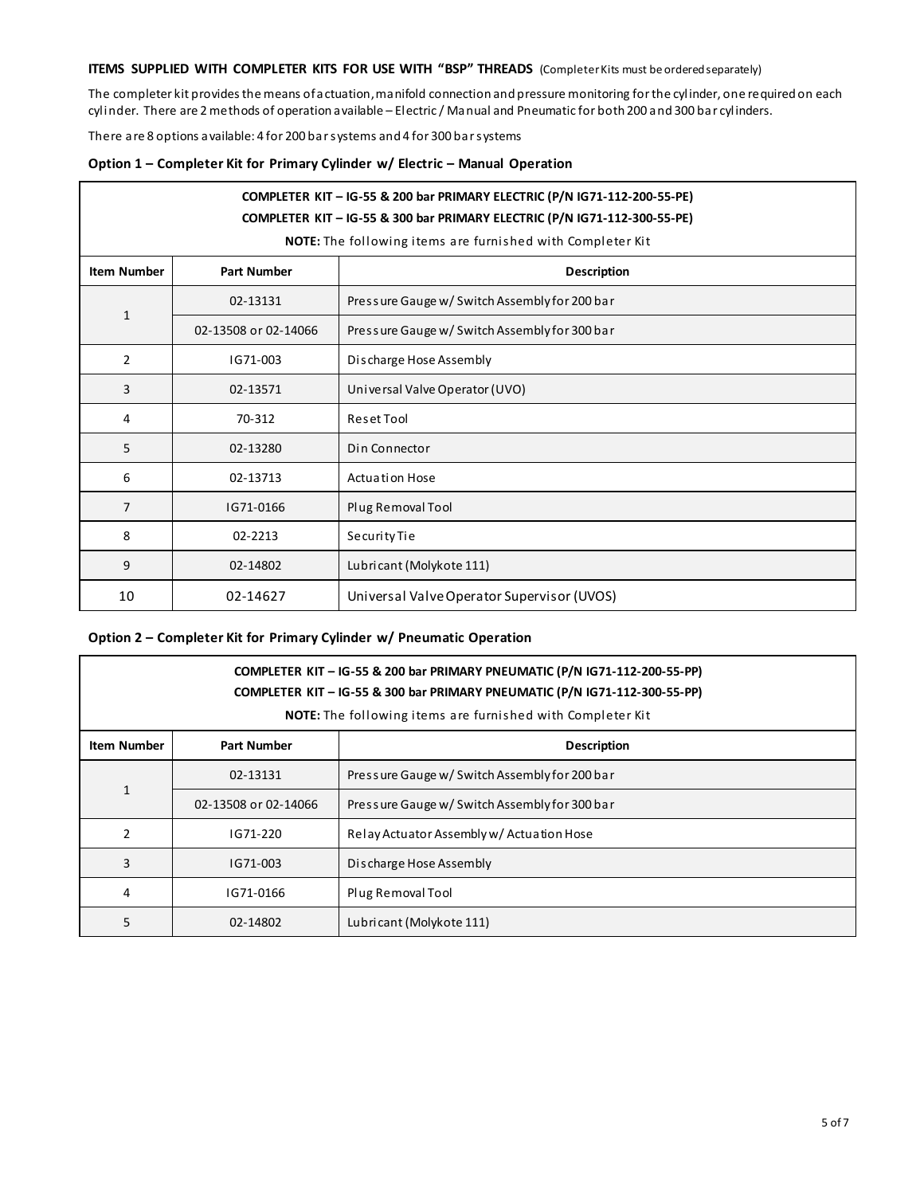**ITEMS SUPPLIED WITH COMPLETER KITS FOR USE WITH "BSP" THREADS** (Completer Kits must be ordered separately)

The completer kit provides the means of actuation, manifold connection and pressure monitoring for the cylinder, one required on each cylinder. There are 2 methods of operation available – Electric / Manual and Pneumatic for both 200 and 300 bar cylinders.

There are 8 options available: 4 for 200 bar systems and 4 for 300 bar systems

**Option 1 – Completer Kit for Primary Cylinder w/ Electric – Manual Operation**

| **COMPLETER KIT – IG-55 & 200 bar PRIMARY ELECTRIC (P/N IG71-112-200-55-PE)**<br>**COMPLETER KIT – IG-55 & 300 bar PRIMARY ELECTRIC (P/N IG71-112-300-55-PE)**<br>**NOTE:** The following items are furnished with Completer Kit | | |
|---|---|---|
| **Item Number** | **Part Number** | **Description** |
| 1 | 02-13131 | Pressure Gauge w/ Switch Assembly for 200 bar |
| | 02-13508 or 02-14066 | Pressure Gauge w/ Switch Assembly for 300 bar |
| 2 | IG71-003 | Discharge Hose Assembly |
| 3 | 02-13571 | Universal Valve Operator (UVO) |
| 4 | 70-312 | Reset Tool |
| 5 | 02-13280 | Din Connector |
| 6 | 02-13713 | Actuation Hose |
| 7 | IG71-0166 | Plug Removal Tool |
| 8 | 02-2213 | Security Tie |
| 9 | 02-14802 | Lubricant (Molykote 111) |
| 10 | 02-14627 | Universal Valve Operator Supervisor (UVOS) |

**Option 2 – Completer Kit for Primary Cylinder w/ Pneumatic Operation**

| **COMPLETER KIT – IG-55 & 200 bar PRIMARY PNEUMATIC (P/N IG71-112-200-55-PP)**<br>**COMPLETER KIT – IG-55 & 300 bar PRIMARY PNEUMATIC (P/N IG71-112-300-55-PP)**<br>**NOTE:** The following items are furnished with Completer Kit | | |
|---|---|---|
| **Item Number** | **Part Number** | **Description** |
| 1 | 02-13131 | Pressure Gauge w/ Switch Assembly for 200 bar |
| | 02-13508 or 02-14066 | Pressure Gauge w/ Switch Assembly for 300 bar |
| 2 | IG71-220 | Relay Actuator Assembly w/ Actuation Hose |
| 3 | IG71-003 | Discharge Hose Assembly |
| 4 | IG71-0166 | Plug Removal Tool |
| 5 | 02-14802 | Lubricant (Molykote 111) |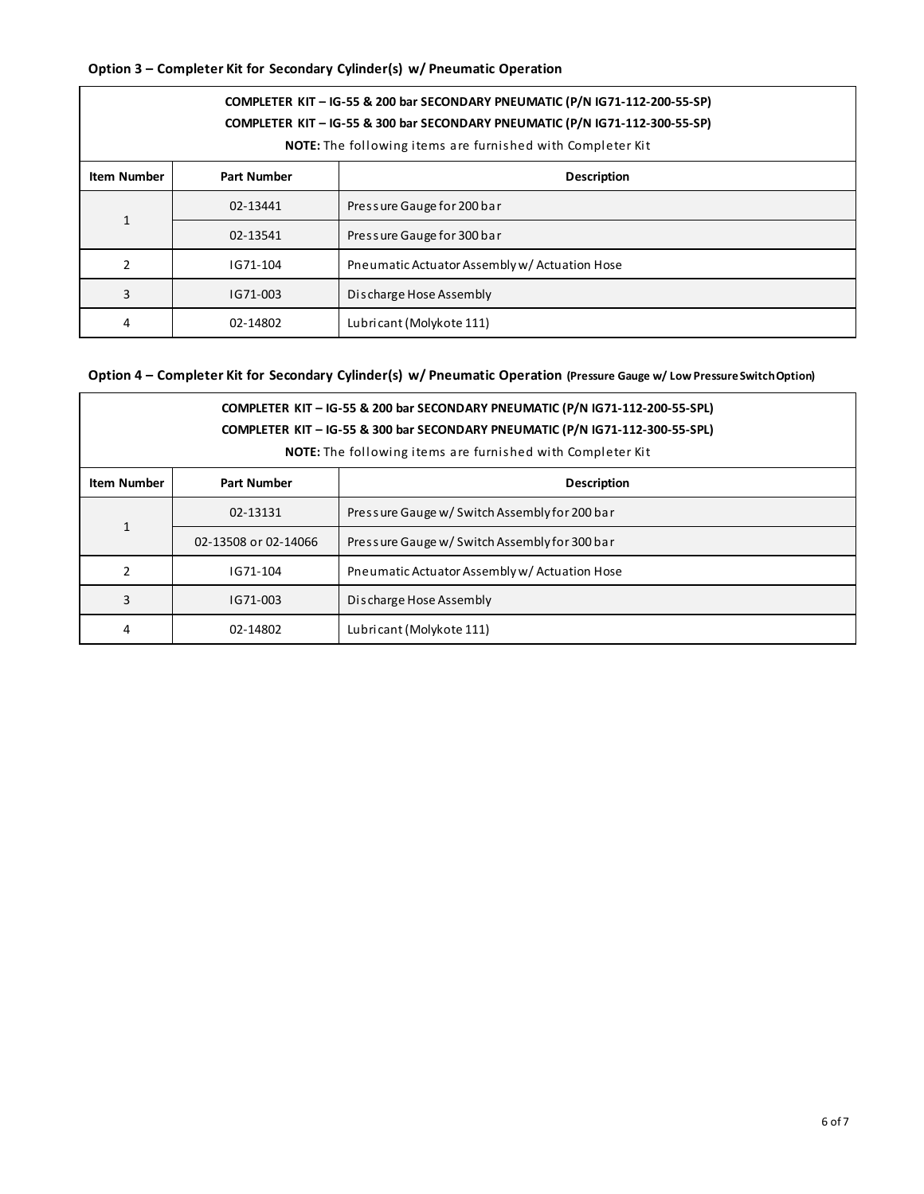### Option 3 – Completer Kit for Secondary Cylinder(s) w/ Pneumatic Operation

| COMPLETER KIT – IG-55 & 200 bar SECONDARY PNEUMATIC (P/N IG71-112-200-55-SP)<br>COMPLETER KIT – IG-55 & 300 bar SECONDARY PNEUMATIC (P/N IG71-112-300-55-SP)<br>**NOTE:** The following items are furnished with Completer Kit | | |
|---|---|---|
| **Item Number** | **Part Number** | **Description** |
| 1 | 02-13441 | Pressure Gauge for 200 bar |
| | 02-13541 | Pressure Gauge for 300 bar |
| 2 | IG71-104 | Pneumatic Actuator Assembly w/ Actuation Hose |
| 3 | IG71-003 | Discharge Hose Assembly |
| 4 | 02-14802 | Lubricant (Molykote 111) |

### Option 4 – Completer Kit for Secondary Cylinder(s) w/ Pneumatic Operation (Pressure Gauge w/ Low Pressure Switch Option)

| COMPLETER KIT – IG-55 & 200 bar SECONDARY PNEUMATIC (P/N IG71-112-200-55-SPL)<br>COMPLETER KIT – IG-55 & 300 bar SECONDARY PNEUMATIC (P/N IG71-112-300-55-SPL)<br>**NOTE:** The following items are furnished with Completer Kit | | |
|---|---|---|
| **Item Number** | **Part Number** | **Description** |
| 1 | 02-13131 | Pressure Gauge w/ Switch Assembly for 200 bar |
| | 02-13508 or 02-14066 | Pressure Gauge w/ Switch Assembly for 300 bar |
| 2 | IG71-104 | Pneumatic Actuator Assembly w/ Actuation Hose |
| 3 | IG71-003 | Discharge Hose Assembly |
| 4 | 02-14802 | Lubricant (Molykote 111) |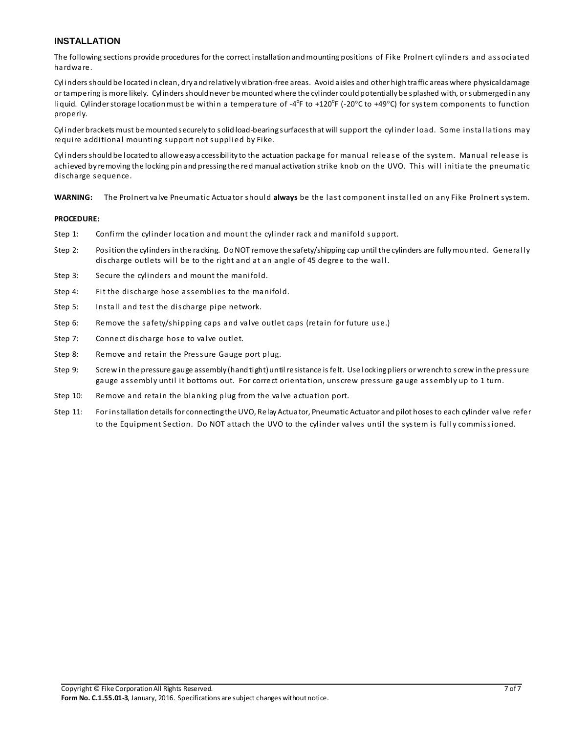## INSTALLATION

The following sections provide procedures for the correct installation and mounting positions of Fike ProInert cylinders and associated hardware.

Cylinders should be located in clean, dry and relatively vibration-free areas. Avoid aisles and other high traffic areas where physical damage or tampering is more likely. Cylinders should never be mounted where the cylinder could potentially be splashed with, or submerged in any liquid. Cylinder storage location must be within a temperature of -4°F to +120°F (-20°C to +49°C) for system components to function properly.

Cylinder brackets must be mounted securely to solid load-bearing surfaces that will support the cylinder load. Some installations may require additional mounting support not supplied by Fike.

Cylinders should be located to allow easy accessibility to the actuation package for manual release of the system. Manual release is achieved by removing the locking pin and pressing the red manual activation strike knob on the UVO. This will initiate the pneumatic discharge sequence.

**WARNING:** The ProInert valve Pneumatic Actuator should **always** be the last component installed on any Fike ProInert system.

**PROCEDURE:**

Step 1: Confirm the cylinder location and mount the cylinder rack and manifold support.

Step 2: Position the cylinders in the racking. Do NOT remove the safety/shipping cap until the cylinders are fully mounted. Generally discharge outlets will be to the right and at an angle of 45 degree to the wall.

Step 3: Secure the cylinders and mount the manifold.

Step 4: Fit the discharge hose assemblies to the manifold.

Step 5: Install and test the discharge pipe network.

Step 6: Remove the safety/shipping caps and valve outlet caps (retain for future use.)

Step 7: Connect discharge hose to valve outlet.

Step 8: Remove and retain the Pressure Gauge port plug.

Step 9: Screw in the pressure gauge assembly (hand tight) until resistance is felt. Use locking pliers or wrench to screw in the pressure gauge assembly until it bottoms out. For correct orientation, unscrew pressure gauge assembly up to 1 turn.

Step 10: Remove and retain the blanking plug from the valve actuation port.

Step 11: For installation details for connecting the UVO, Relay Actuator, Pneumatic Actuator and pilot hoses to each cylinder valve refer to the Equipment Section. Do NOT attach the UVO to the cylinder valves until the system is fully commissioned.

Copyright © Fike Corporation All Rights Reserved.
**Form No. C.1.55.01-3**, January, 2016. Specifications are subject changes without notice.